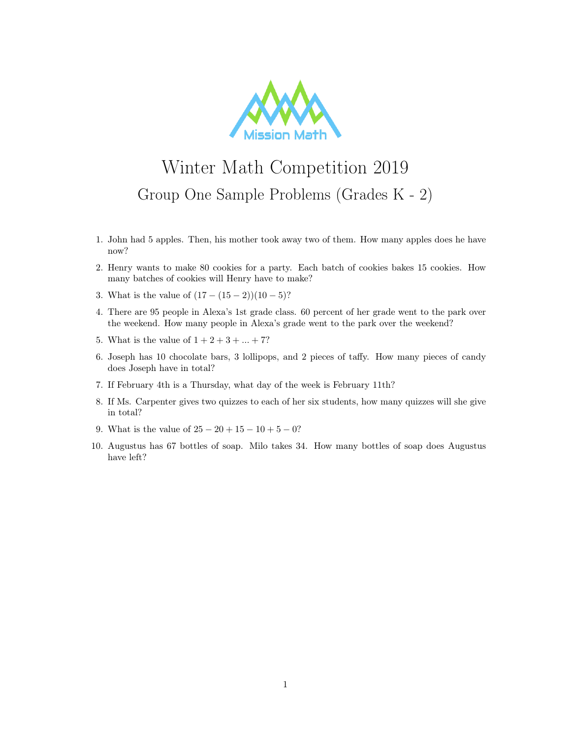# Winter Math Competition 2019

## Group One Sample Problems (Grades K - 2)

1. John had 5 apples. Then, his mother took away two of them. How many apples does he have now?
2. Henry wants to make 80 cookies for a party. Each batch of cookies bakes 15 cookies. How many batches of cookies will Henry have to make?
3. What is the value of $(17-(15-2))(10-5)$?
4. There are 95 people in Alexa's 1st grade class. 60 percent of her grade went to the park over the weekend. How many people in Alexa's grade went to the park over the weekend?
5. What is the value of $1+2+3+...+7$?
6. Joseph has 10 chocolate bars, 3 lollipops, and 2 pieces of taffy. How many pieces of candy does Joseph have in total?
7. If February 4th is a Thursday, what day of the week is February 11th?
8. If Ms. Carpenter gives two quizzes to each of her six students, how many quizzes will she give in total?
9. What is the value of $25-20+15-10+5-0$?
10. Augustus has 67 bottles of soap. Milo takes 34. How many bottles of soap does Augustus have left?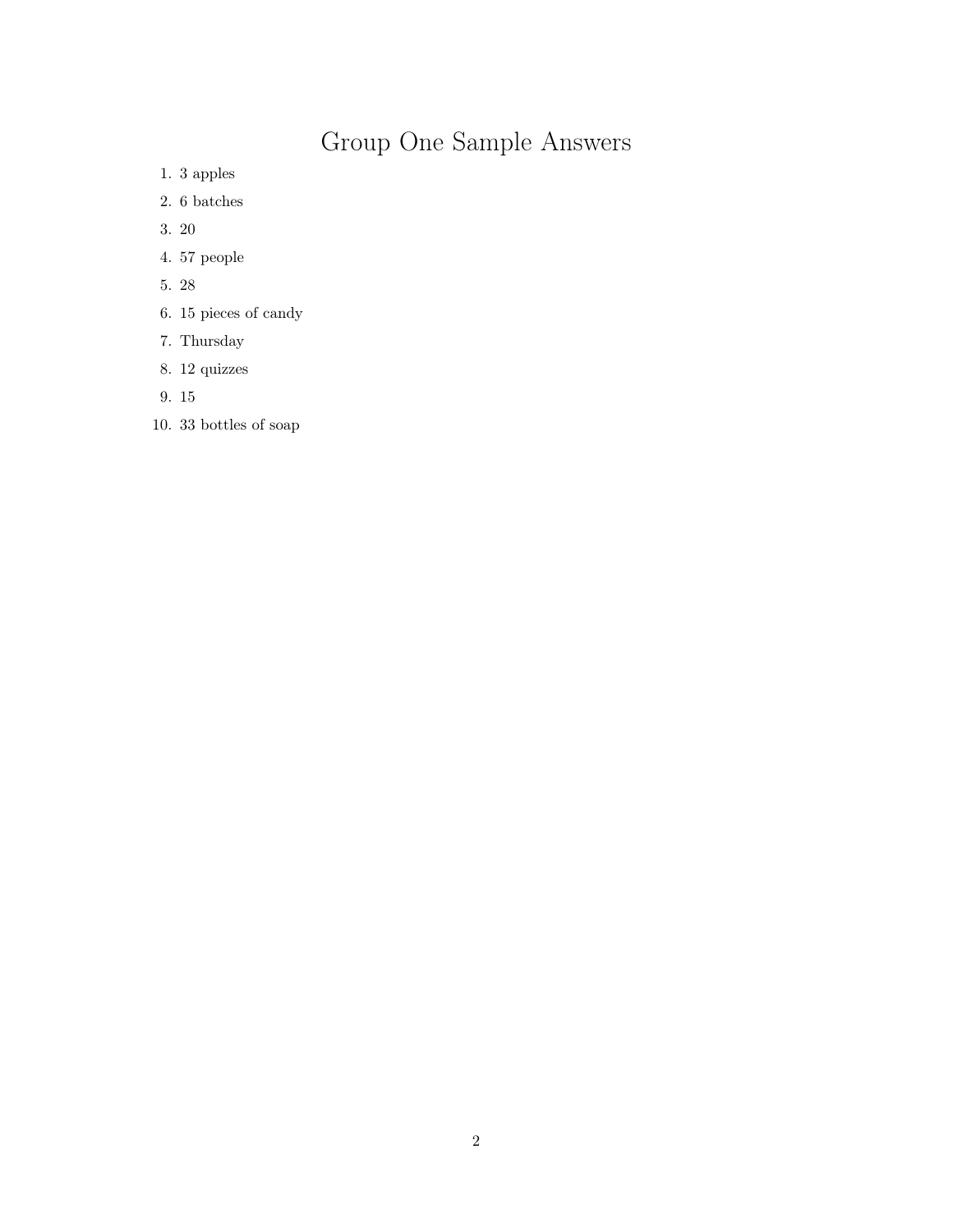# Group One Sample Answers

1. 3 apples
2. 6 batches
3. 20
4. 57 people
5. 28
6. 15 pieces of candy
7. Thursday
8. 12 quizzes
9. 15
10. 33 bottles of soap